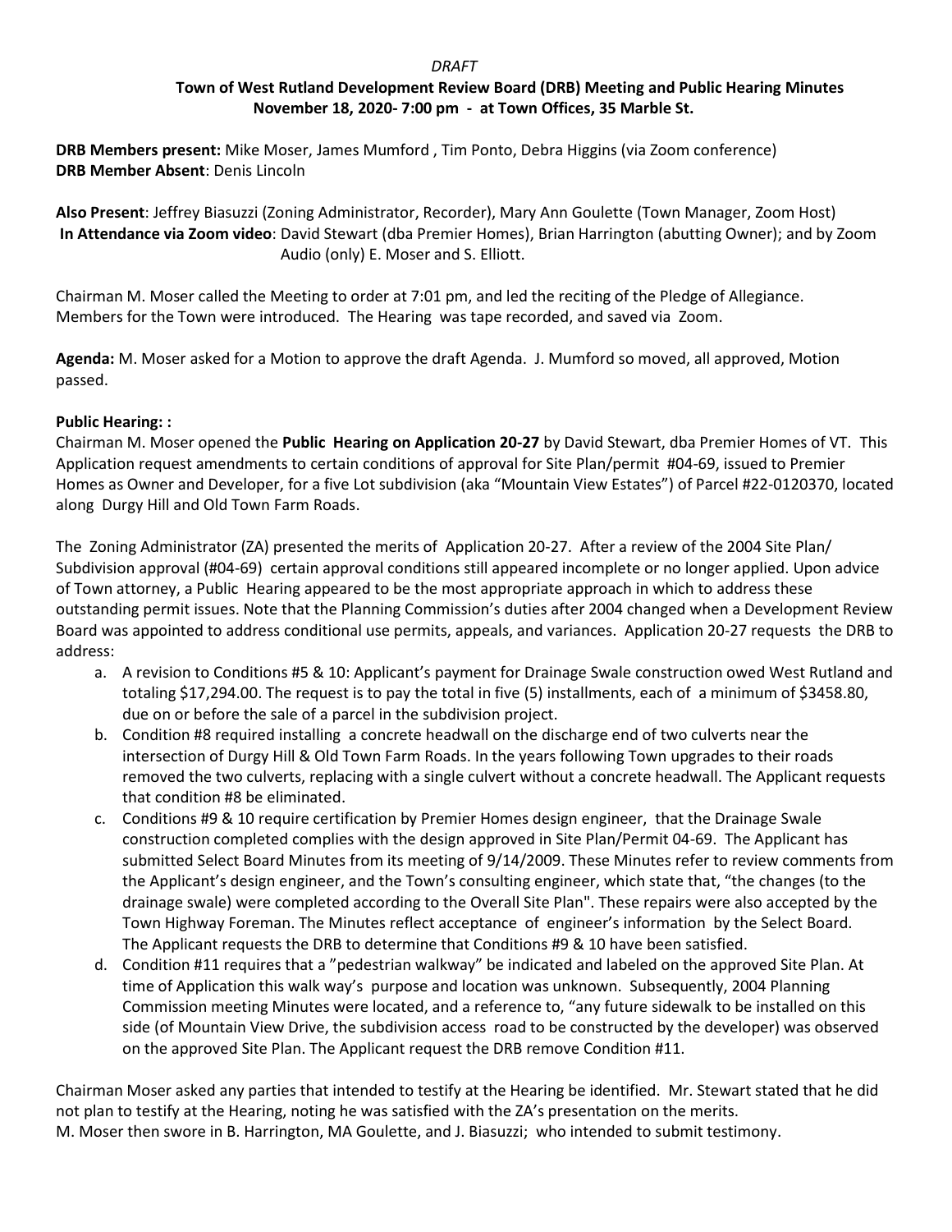*DRAFT*

## Town of West Rutland Development Review Board (DRB) Meeting and Public Hearing Minutes
### November 18, 2020- 7:00 pm - at Town Offices, 35 Marble St.

**DRB Members present:** Mike Moser, James Mumford , Tim Ponto, Debra Higgins (via Zoom conference)
**DRB Member Absent**: Denis Lincoln

**Also Present**: Jeffrey Biasuzzi (Zoning Administrator, Recorder), Mary Ann Goulette (Town Manager, Zoom Host)
**In Attendance via Zoom video**: David Stewart (dba Premier Homes), Brian Harrington (abutting Owner); and by Zoom Audio (only) E. Moser and S. Elliott.

Chairman M. Moser called the Meeting to order at 7:01 pm, and led the reciting of the Pledge of Allegiance. Members for the Town were introduced. The Hearing was tape recorded, and saved via Zoom.

**Agenda:** M. Moser asked for a Motion to approve the draft Agenda. J. Mumford so moved, all approved, Motion passed.

**Public Hearing: :**
Chairman M. Moser opened the **Public Hearing on Application 20-27** by David Stewart, dba Premier Homes of VT. This Application request amendments to certain conditions of approval for Site Plan/permit #04-69, issued to Premier Homes as Owner and Developer, for a five Lot subdivision (aka "Mountain View Estates") of Parcel #22-0120370, located along Durgy Hill and Old Town Farm Roads.

The Zoning Administrator (ZA) presented the merits of Application 20-27. After a review of the 2004 Site Plan/ Subdivision approval (#04-69) certain approval conditions still appeared incomplete or no longer applied. Upon advice of Town attorney, a Public Hearing appeared to be the most appropriate approach in which to address these outstanding permit issues. Note that the Planning Commission's duties after 2004 changed when a Development Review Board was appointed to address conditional use permits, appeals, and variances. Application 20-27 requests the DRB to address:

a. A revision to Conditions #5 & 10: Applicant's payment for Drainage Swale construction owed West Rutland and totaling $17,294.00. The request is to pay the total in five (5) installments, each of a minimum of $3458.80, due on or before the sale of a parcel in the subdivision project.
b. Condition #8 required installing a concrete headwall on the discharge end of two culverts near the intersection of Durgy Hill & Old Town Farm Roads. In the years following Town upgrades to their roads removed the two culverts, replacing with a single culvert without a concrete headwall. The Applicant requests that condition #8 be eliminated.
c. Conditions #9 & 10 require certification by Premier Homes design engineer, that the Drainage Swale construction completed complies with the design approved in Site Plan/Permit 04-69. The Applicant has submitted Select Board Minutes from its meeting of 9/14/2009. These Minutes refer to review comments from the Applicant's design engineer, and the Town's consulting engineer, which state that, "the changes (to the drainage swale) were completed according to the Overall Site Plan". These repairs were also accepted by the Town Highway Foreman. The Minutes reflect acceptance of engineer's information by the Select Board. The Applicant requests the DRB to determine that Conditions #9 & 10 have been satisfied.
d. Condition #11 requires that a "pedestrian walkway" be indicated and labeled on the approved Site Plan. At time of Application this walk way's purpose and location was unknown. Subsequently, 2004 Planning Commission meeting Minutes were located, and a reference to, "any future sidewalk to be installed on this side (of Mountain View Drive, the subdivision access road to be constructed by the developer) was observed on the approved Site Plan. The Applicant request the DRB remove Condition #11.

Chairman Moser asked any parties that intended to testify at the Hearing be identified. Mr. Stewart stated that he did not plan to testify at the Hearing, noting he was satisfied with the ZA's presentation on the merits.
M. Moser then swore in B. Harrington, MA Goulette, and J. Biasuzzi; who intended to submit testimony.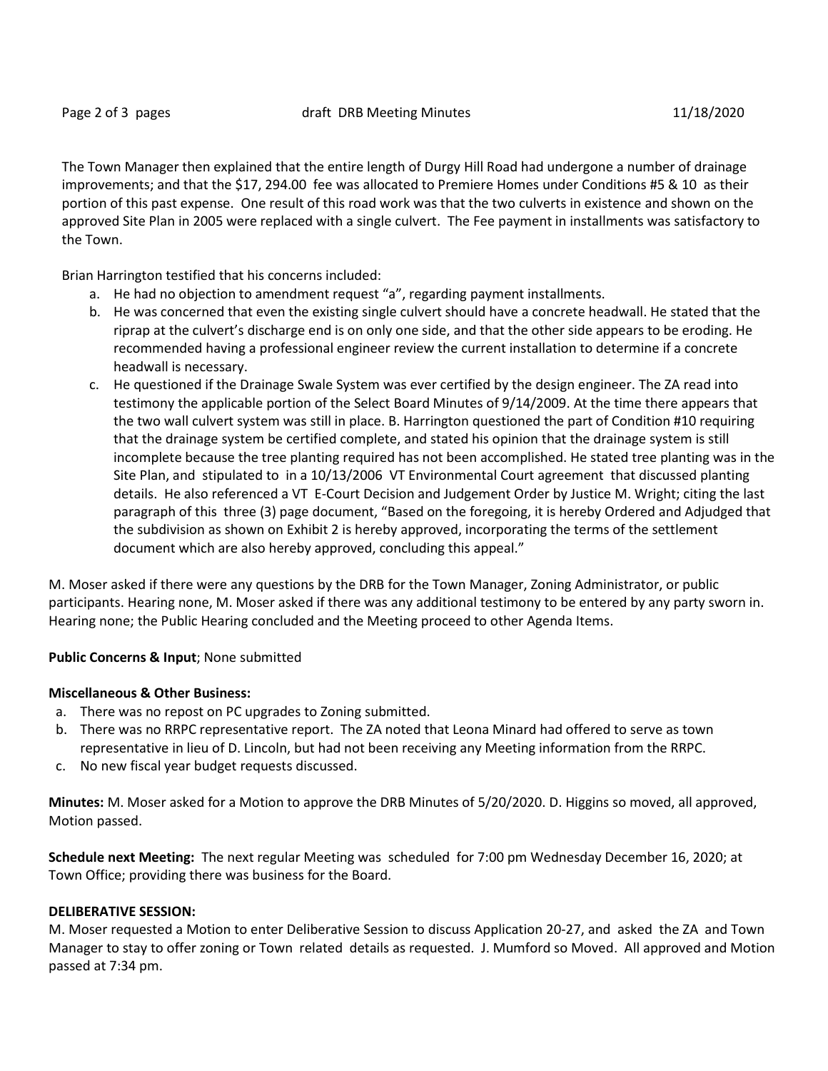The Town Manager then explained that the entire length of Durgy Hill Road had undergone a number of drainage improvements; and that the $17, 294.00 fee was allocated to Premiere Homes under Conditions #5 & 10 as their portion of this past expense. One result of this road work was that the two culverts in existence and shown on the approved Site Plan in 2005 were replaced with a single culvert. The Fee payment in installments was satisfactory to the Town.

Brian Harrington testified that his concerns included:

a. He had no objection to amendment request "a", regarding payment installments.
b. He was concerned that even the existing single culvert should have a concrete headwall. He stated that the riprap at the culvert's discharge end is on only one side, and that the other side appears to be eroding. He recommended having a professional engineer review the current installation to determine if a concrete headwall is necessary.
c. He questioned if the Drainage Swale System was ever certified by the design engineer. The ZA read into testimony the applicable portion of the Select Board Minutes of 9/14/2009. At the time there appears that the two wall culvert system was still in place. B. Harrington questioned the part of Condition #10 requiring that the drainage system be certified complete, and stated his opinion that the drainage system is still incomplete because the tree planting required has not been accomplished. He stated tree planting was in the Site Plan, and stipulated to in a 10/13/2006 VT Environmental Court agreement that discussed planting details. He also referenced a VT E-Court Decision and Judgement Order by Justice M. Wright; citing the last paragraph of this three (3) page document, "Based on the foregoing, it is hereby Ordered and Adjudged that the subdivision as shown on Exhibit 2 is hereby approved, incorporating the terms of the settlement document which are also hereby approved, concluding this appeal."

M. Moser asked if there were any questions by the DRB for the Town Manager, Zoning Administrator, or public participants. Hearing none, M. Moser asked if there was any additional testimony to be entered by any party sworn in. Hearing none; the Public Hearing concluded and the Meeting proceed to other Agenda Items.

**Public Concerns & Input**; None submitted

**Miscellaneous & Other Business:**

a. There was no repost on PC upgrades to Zoning submitted.
b. There was no RRPC representative report. The ZA noted that Leona Minard had offered to serve as town representative in lieu of D. Lincoln, but had not been receiving any Meeting information from the RRPC.
c. No new fiscal year budget requests discussed.

**Minutes:** M. Moser asked for a Motion to approve the DRB Minutes of 5/20/2020. D. Higgins so moved, all approved, Motion passed.

**Schedule next Meeting:** The next regular Meeting was scheduled for 7:00 pm Wednesday December 16, 2020; at Town Office; providing there was business for the Board.

**DELIBERATIVE SESSION:**

M. Moser requested a Motion to enter Deliberative Session to discuss Application 20-27, and asked the ZA and Town Manager to stay to offer zoning or Town related details as requested. J. Mumford so Moved. All approved and Motion passed at 7:34 pm.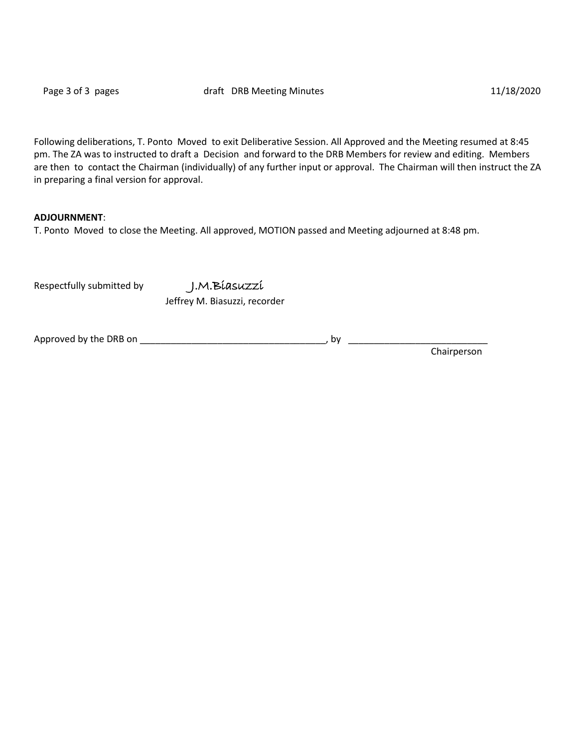Following deliberations, T. Ponto Moved to exit Deliberative Session. All Approved and the Meeting resumed at 8:45 pm. The ZA was to instructed to draft a Decision and forward to the DRB Members for review and editing. Members are then to contact the Chairman (individually) of any further input or approval. The Chairman will then instruct the ZA in preparing a final version for approval.

**ADJOURNMENT**:

T. Ponto Moved to close the Meeting. All approved, MOTION passed and Meeting adjourned at 8:48 pm.

Respectfully submitted by J.M.Biasuzzi

Jeffrey M. Biasuzzi, recorder

Approved by the DRB on ____________________________________, by ___________________________

Chairperson